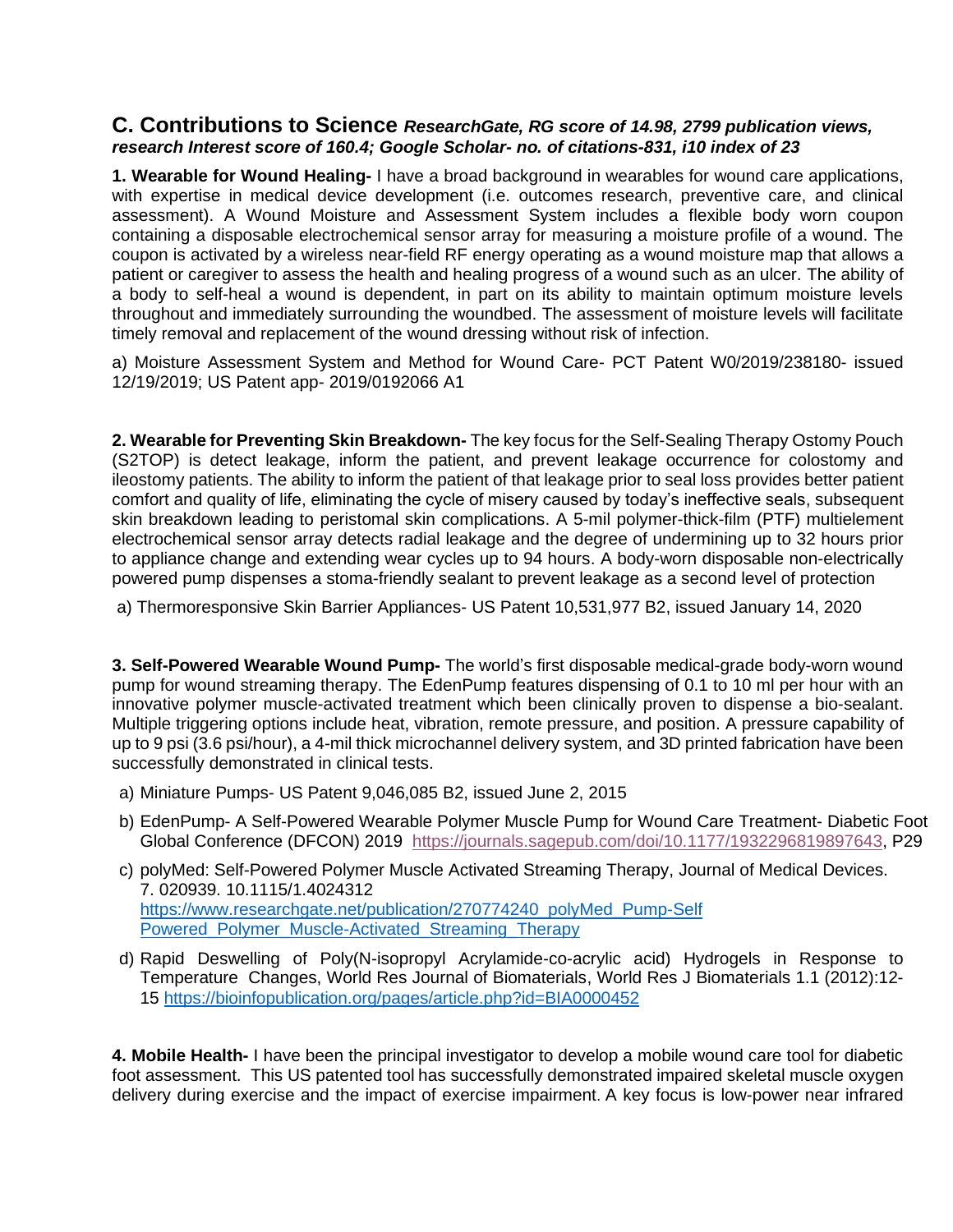## C. Contributions to Science *ResearchGate, RG score of 14.98, 2799 publication views, research Interest score of 160.4; Google Scholar- no. of citations-831, i10 index of 23*

**1. Wearable for Wound Healing-** I have a broad background in wearables for wound care applications, with expertise in medical device development (i.e. outcomes research, preventive care, and clinical assessment). A Wound Moisture and Assessment System includes a flexible body worn coupon containing a disposable electrochemical sensor array for measuring a moisture profile of a wound. The coupon is activated by a wireless near-field RF energy operating as a wound moisture map that allows a patient or caregiver to assess the health and healing progress of a wound such as an ulcer. The ability of a body to self-heal a wound is dependent, in part on its ability to maintain optimum moisture levels throughout and immediately surrounding the woundbed. The assessment of moisture levels will facilitate timely removal and replacement of the wound dressing without risk of infection.

a) Moisture Assessment System and Method for Wound Care- PCT Patent W0/2019/238180- issued 12/19/2019; US Patent app- 2019/0192066 A1

**2. Wearable for Preventing Skin Breakdown-** The key focus for the Self-Sealing Therapy Ostomy Pouch (S2TOP) is detect leakage, inform the patient, and prevent leakage occurrence for colostomy and ileostomy patients. The ability to inform the patient of that leakage prior to seal loss provides better patient comfort and quality of life, eliminating the cycle of misery caused by today's ineffective seals, subsequent skin breakdown leading to peristomal skin complications. A 5-mil polymer-thick-film (PTF) multielement electrochemical sensor array detects radial leakage and the degree of undermining up to 32 hours prior to appliance change and extending wear cycles up to 94 hours. A body-worn disposable non-electrically powered pump dispenses a stoma-friendly sealant to prevent leakage as a second level of protection

a) Thermoresponsive Skin Barrier Appliances- US Patent 10,531,977 B2, issued January 14, 2020

**3. Self-Powered Wearable Wound Pump-** The world's first disposable medical-grade body-worn wound pump for wound streaming therapy. The EdenPump features dispensing of 0.1 to 10 ml per hour with an innovative polymer muscle-activated treatment which been clinically proven to dispense a bio-sealant. Multiple triggering options include heat, vibration, remote pressure, and position. A pressure capability of up to 9 psi (3.6 psi/hour), a 4-mil thick microchannel delivery system, and 3D printed fabrication have been successfully demonstrated in clinical tests.

a) Miniature Pumps- US Patent 9,046,085 B2, issued June 2, 2015
b) EdenPump- A Self-Powered Wearable Polymer Muscle Pump for Wound Care Treatment- Diabetic Foot Global Conference (DFCON) 2019 https://journals.sagepub.com/doi/10.1177/1932296819897643, P29
c) polyMed: Self-Powered Polymer Muscle Activated Streaming Therapy, Journal of Medical Devices. 7. 020939. 10.1115/1.4024312 https://www.researchgate.net/publication/270774240_polyMed_Pump-Self Powered_Polymer_Muscle-Activated_Streaming_Therapy
d) Rapid Deswelling of Poly(N-isopropyl Acrylamide-co-acrylic acid) Hydrogels in Response to Temperature Changes, World Res Journal of Biomaterials, World Res J Biomaterials 1.1 (2012):12-15 https://bioinfopublication.org/pages/article.php?id=BIA0000452

**4. Mobile Health-** I have been the principal investigator to develop a mobile wound care tool for diabetic foot assessment. This US patented tool has successfully demonstrated impaired skeletal muscle oxygen delivery during exercise and the impact of exercise impairment. A key focus is low-power near infrared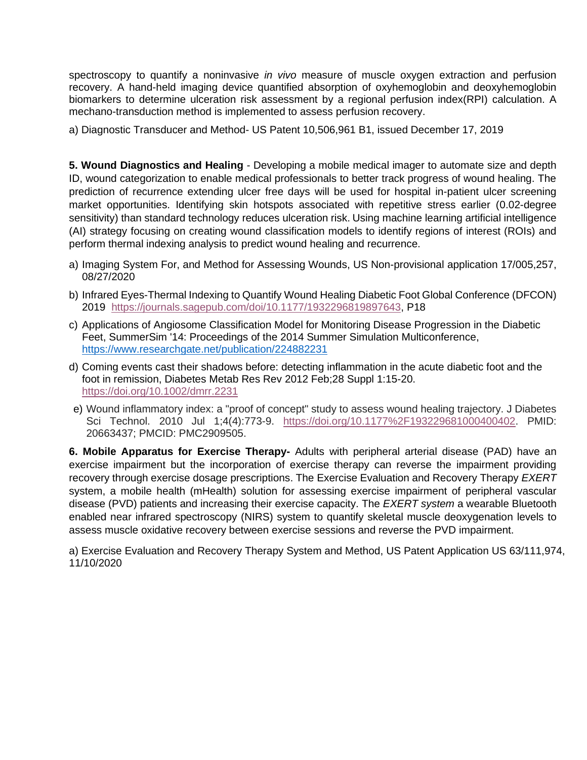spectroscopy to quantify a noninvasive *in vivo* measure of muscle oxygen extraction and perfusion recovery. A hand-held imaging device quantified absorption of oxyhemoglobin and deoxyhemoglobin biomarkers to determine ulceration risk assessment by a regional perfusion index(RPI) calculation. A mechano-transduction method is implemented to assess perfusion recovery.

a) Diagnostic Transducer and Method- US Patent 10,506,961 B1, issued December 17, 2019

**5. Wound Diagnostics and Healing** - Developing a mobile medical imager to automate size and depth ID, wound categorization to enable medical professionals to better track progress of wound healing. The prediction of recurrence extending ulcer free days will be used for hospital in-patient ulcer screening market opportunities. Identifying skin hotspots associated with repetitive stress earlier (0.02-degree sensitivity) than standard technology reduces ulceration risk. Using machine learning artificial intelligence (AI) strategy focusing on creating wound classification models to identify regions of interest (ROIs) and perform thermal indexing analysis to predict wound healing and recurrence.

a) Imaging System For, and Method for Assessing Wounds, US Non-provisional application 17/005,257, 08/27/2020
b) Infrared Eyes-Thermal Indexing to Quantify Wound Healing Diabetic Foot Global Conference (DFCON) 2019 https://journals.sagepub.com/doi/10.1177/1932296819897643, P18
c) Applications of Angiosome Classification Model for Monitoring Disease Progression in the Diabetic Feet, SummerSim '14: Proceedings of the 2014 Summer Simulation Multiconference, https://www.researchgate.net/publication/224882231
d) Coming events cast their shadows before: detecting inflammation in the acute diabetic foot and the foot in remission, Diabetes Metab Res Rev 2012 Feb;28 Suppl 1:15-20. https://doi.org/10.1002/dmrr.2231
e) Wound inflammatory index: a "proof of concept" study to assess wound healing trajectory. J Diabetes Sci Technol. 2010 Jul 1;4(4):773-9. https://doi.org/10.1177%2F193229681000400402. PMID: 20663437; PMCID: PMC2909505.

**6. Mobile Apparatus for Exercise Therapy-** Adults with peripheral arterial disease (PAD) have an exercise impairment but the incorporation of exercise therapy can reverse the impairment providing recovery through exercise dosage prescriptions. The Exercise Evaluation and Recovery Therapy *EXERT* system, a mobile health (mHealth) solution for assessing exercise impairment of peripheral vascular disease (PVD) patients and increasing their exercise capacity. The *EXERT system* a wearable Bluetooth enabled near infrared spectroscopy (NIRS) system to quantify skeletal muscle deoxygenation levels to assess muscle oxidative recovery between exercise sessions and reverse the PVD impairment.

a) Exercise Evaluation and Recovery Therapy System and Method, US Patent Application US 63/111,974, 11/10/2020